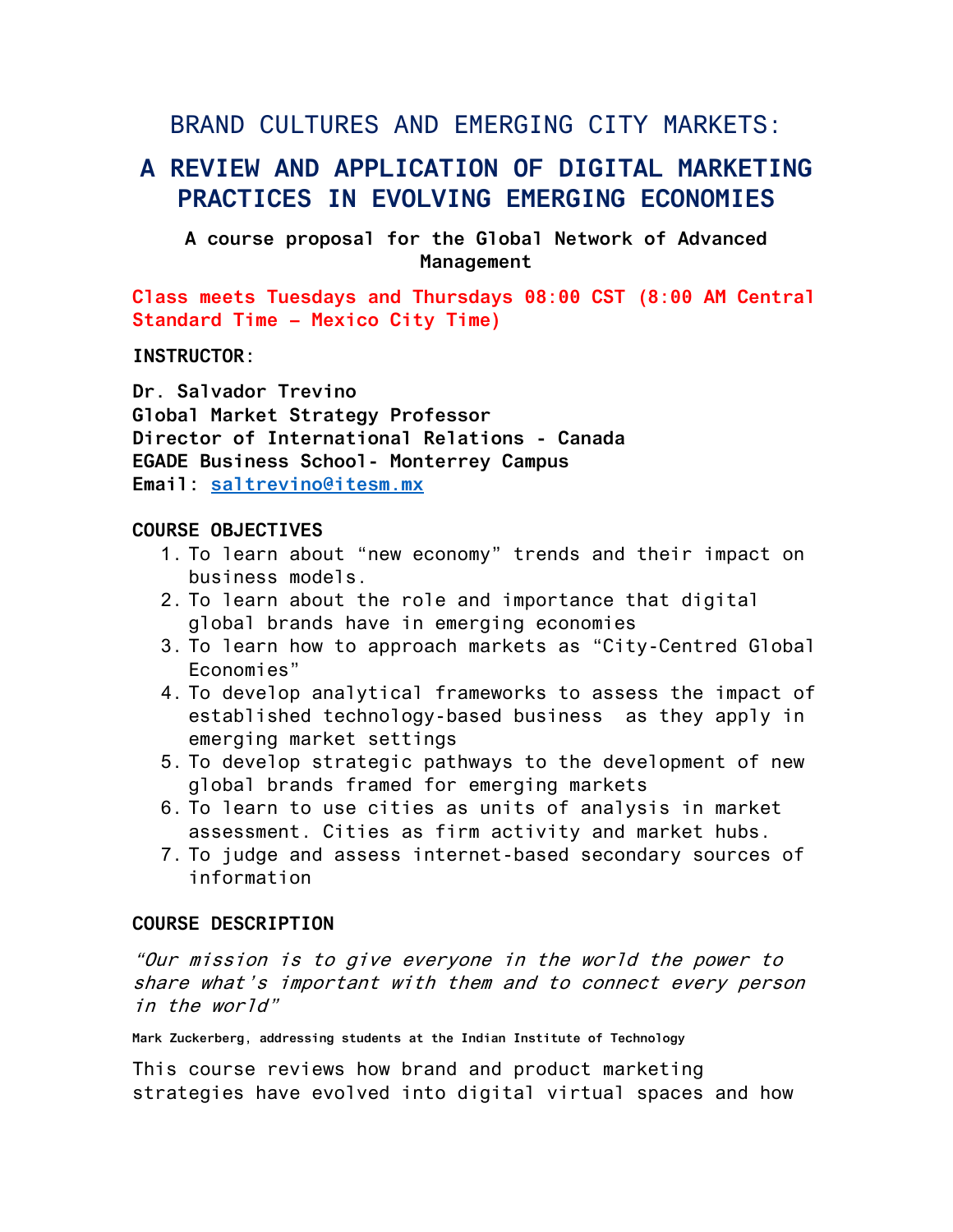# BRAND CULTURES AND EMERGING CITY MARKETS:

# A REVIEW AND APPLICATION OF DIGITAL MARKETING PRACTICES IN EVOLVING EMERGING ECONOMIES

**A course proposal for the Global Network of Advanced Management**

**Class meets Tuesdays and Thursdays 08:00 CST (8:00 AM Central Standard Time – Mexico City Time)**

**INSTRUCTOR:**

**Dr. Salvador Trevino**
**Global Market Strategy Professor**
**Director of International Relations - Canada**
**EGADE Business School- Monterrey Campus**
**Email: saltrevino@itesm.mx**

**COURSE OBJECTIVES**

1. To learn about "new economy" trends and their impact on business models.
2. To learn about the role and importance that digital global brands have in emerging economies
3. To learn how to approach markets as "City-Centred Global Economies"
4. To develop analytical frameworks to assess the impact of established technology-based business as they apply in emerging market settings
5. To develop strategic pathways to the development of new global brands framed for emerging markets
6. To learn to use cities as units of analysis in market assessment. Cities as firm activity and market hubs.
7. To judge and assess internet-based secondary sources of information

**COURSE DESCRIPTION**

*"Our mission is to give everyone in the world the power to share what's important with them and to connect every person in the world"*

**Mark Zuckerberg**, addressing students at the Indian Institute of Technology

This course reviews how brand and product marketing strategies have evolved into digital virtual spaces and how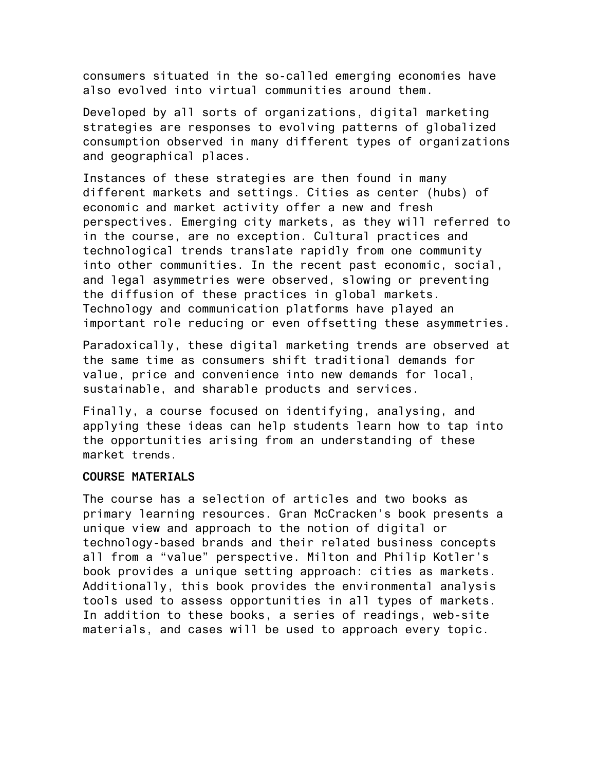consumers situated in the so-called emerging economies have also evolved into virtual communities around them.

Developed by all sorts of organizations, digital marketing strategies are responses to evolving patterns of globalized consumption observed in many different types of organizations and geographical places.

Instances of these strategies are then found in many different markets and settings. Cities as center (hubs) of economic and market activity offer a new and fresh perspectives. Emerging city markets, as they will referred to in the course, are no exception. Cultural practices and technological trends translate rapidly from one community into other communities. In the recent past economic, social, and legal asymmetries were observed, slowing or preventing the diffusion of these practices in global markets. Technology and communication platforms have played an important role reducing or even offsetting these asymmetries.

Paradoxically, these digital marketing trends are observed at the same time as consumers shift traditional demands for value, price and convenience into new demands for local, sustainable, and sharable products and services.

Finally, a course focused on identifying, analysing, and applying these ideas can help students learn how to tap into the opportunities arising from an understanding of these market trends.

**COURSE MATERIALS**

The course has a selection of articles and two books as primary learning resources. Gran McCracken's book presents a unique view and approach to the notion of digital or technology-based brands and their related business concepts all from a "value" perspective. Milton and Philip Kotler's book provides a unique setting approach: cities as markets. Additionally, this book provides the environmental analysis tools used to assess opportunities in all types of markets. In addition to these books, a series of readings, web-site materials, and cases will be used to approach every topic.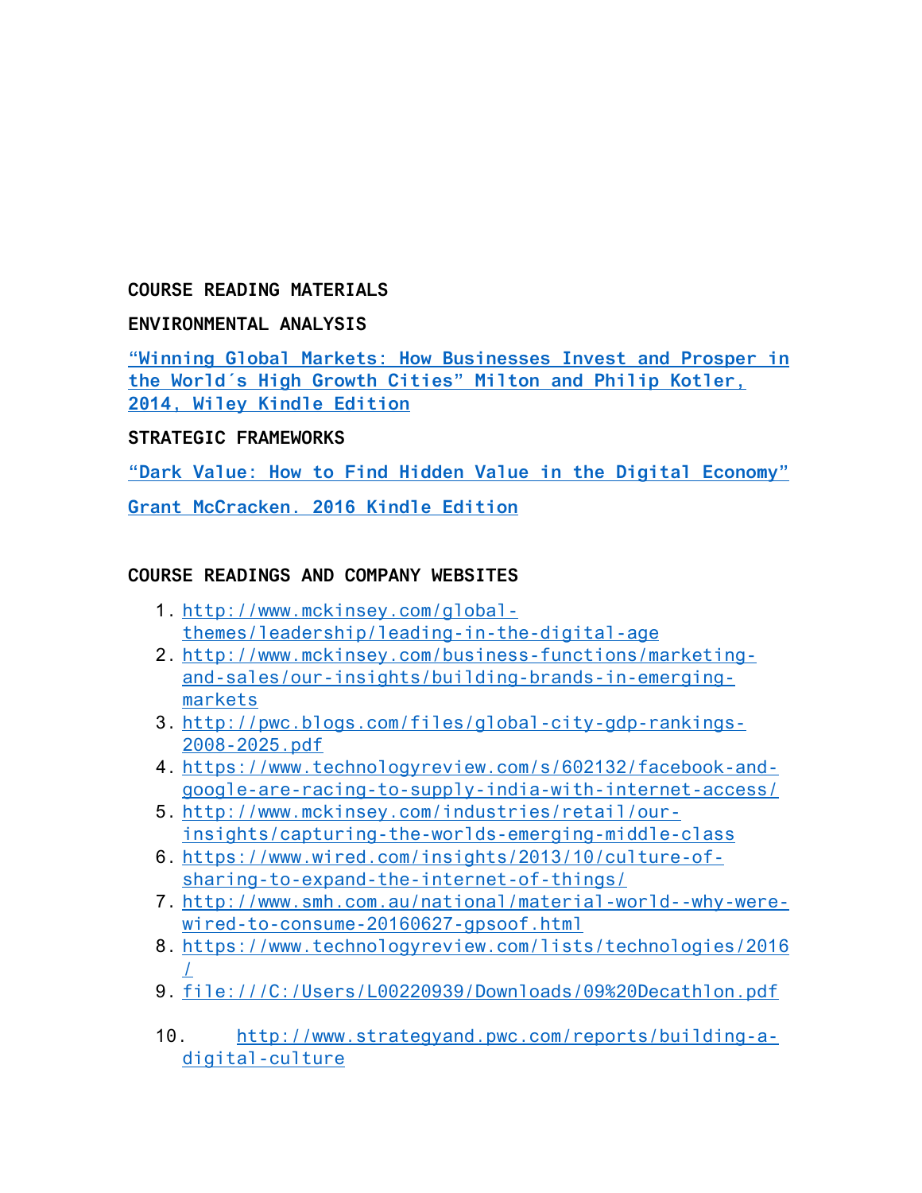**COURSE READING MATERIALS**

**ENVIRONMENTAL ANALYSIS**

**“Winning Global Markets: How Businesses Invest and Prosper in the World´s High Growth Cities” Milton and Philip Kotler, 2014, Wiley Kindle Edition**

**STRATEGIC FRAMEWORKS**

**“Dark Value: How to Find Hidden Value in the Digital Economy”**

**Grant McCracken. 2016 Kindle Edition**

**COURSE READINGS AND COMPANY WEBSITES**

1. http://www.mckinsey.com/global-themes/leadership/leading-in-the-digital-age
2. http://www.mckinsey.com/business-functions/marketing-and-sales/our-insights/building-brands-in-emerging-markets
3. http://pwc.blogs.com/files/global-city-gdp-rankings-2008-2025.pdf
4. https://www.technologyreview.com/s/602132/facebook-and-google-are-racing-to-supply-india-with-internet-access/
5. http://www.mckinsey.com/industries/retail/our-insights/capturing-the-worlds-emerging-middle-class
6. https://www.wired.com/insights/2013/10/culture-of-sharing-to-expand-the-internet-of-things/
7. http://www.smh.com.au/national/material-world--why-were-wired-to-consume-20160627-gpsoof.html
8. https://www.technologyreview.com/lists/technologies/2016/
9. file:///C:/Users/L00220939/Downloads/09%20Decathlon.pdf
10. http://www.strategyand.pwc.com/reports/building-a-digital-culture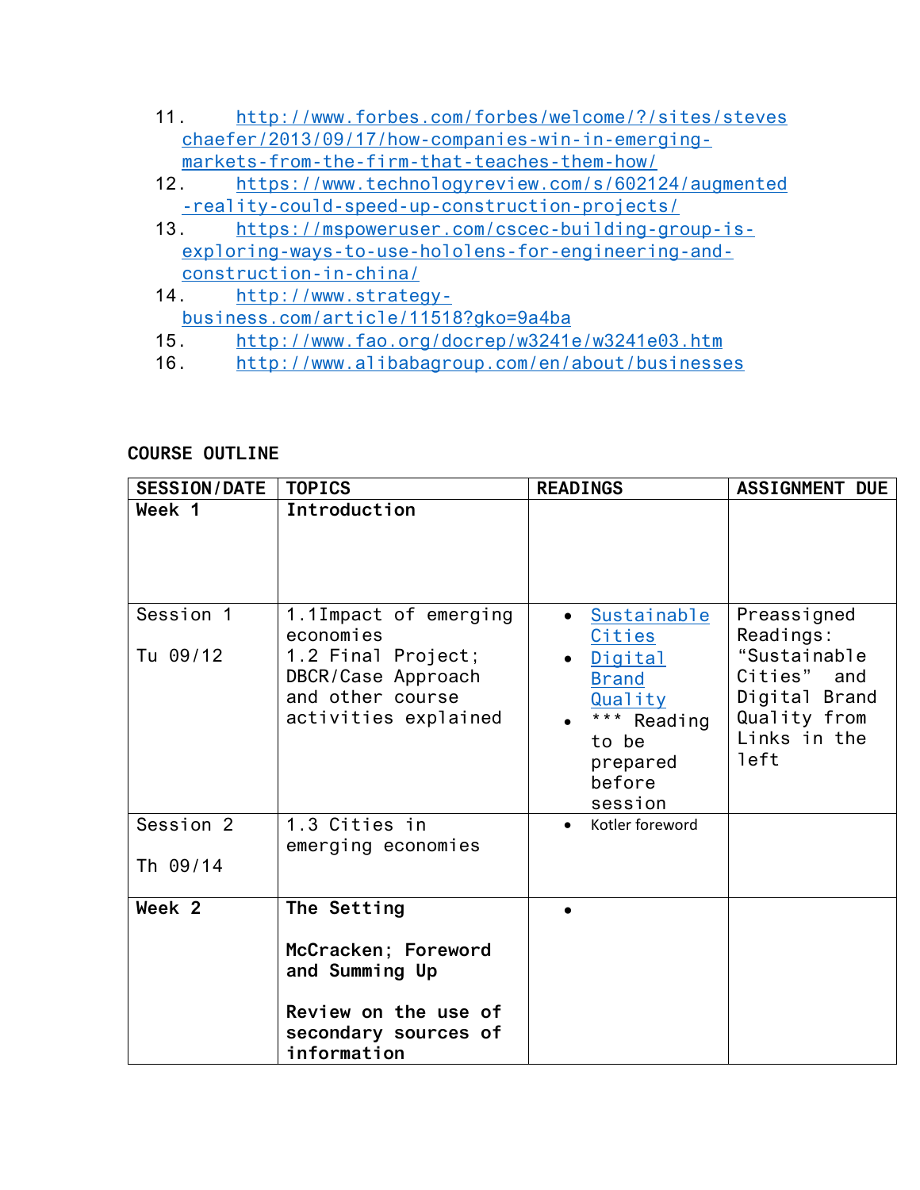11. http://www.forbes.com/forbes/welcome/?/sites/stevenschaefer/2013/09/17/how-companies-win-in-emerging-markets-from-the-firm-that-teaches-them-how/
12. https://www.technologyreview.com/s/602124/augmented-reality-could-speed-up-construction-projects/
13. https://mspoweruser.com/cscec-building-group-is-exploring-ways-to-use-hololens-for-engineering-and-construction-in-china/
14. http://www.strategy-business.com/article/11518?gko=9a4ba
15. http://www.fao.org/docrep/w3241e/w3241e03.htm
16. http://www.alibabagroup.com/en/about/businesses

## COURSE OUTLINE

| SESSION/DATE | TOPICS | READINGS | ASSIGNMENT DUE |
|---|---|---|---|
| **Week 1** | **Introduction** | | |
| Session 1<br><br>Tu 09/12 | 1.1Impact of emerging economies<br>1.2 Final Project; DBCR/Case Approach and other course activities explained | • Sustainable Cities<br>• Digital Brand Quality<br>• *** Reading to be prepared before session | Preassigned Readings: “Sustainable Cities” and Digital Brand Quality from Links in the left |
| Session 2<br><br>Th 09/14 | 1.3 Cities in emerging economies | • Kotler foreword | |
| **Week 2** | **The Setting**<br><br>**McCracken; Foreword and Summing Up**<br><br>**Review on the use of secondary sources of information** | • | |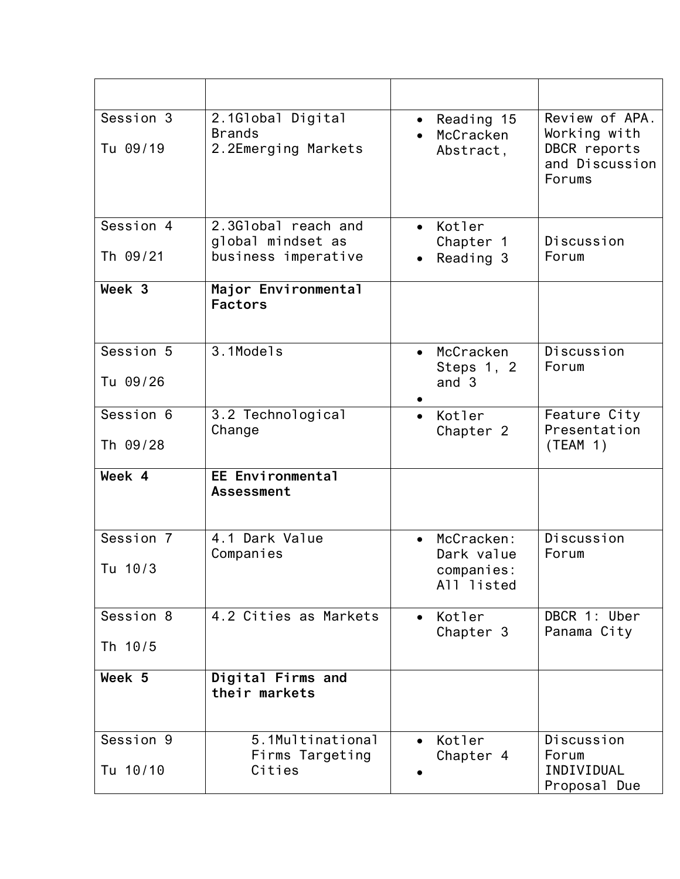| | | | |
|---|---|---|---|
| Session 3<br><br>Tu 09/19 | 2.1Global Digital Brands<br>2.2Emerging Markets | • Reading 15<br>• McCracken Abstract, | Review of APA. Working with DBCR reports and Discussion Forums |
| Session 4<br><br>Th 09/21 | 2.3Global reach and global mindset as business imperative | • Kotler Chapter 1<br>• Reading 3 | Discussion Forum |
| **Week 3** | **Major Environmental Factors** | | |
| Session 5<br><br>Tu 09/26 | 3.1Models | • McCracken Steps 1, 2 and 3<br>• | Discussion Forum |
| Session 6<br><br>Th 09/28 | 3.2 Technological Change | • Kotler Chapter 2 | Feature City Presentation (TEAM 1) |
| **Week 4** | **EE Environmental Assessment** | | |
| Session 7<br><br>Tu 10/3 | 4.1 Dark Value Companies | • McCracken: Dark value companies: All listed | Discussion Forum |
| Session 8<br><br>Th 10/5 | 4.2 Cities as Markets | • Kotler Chapter 3 | DBCR 1: Uber Panama City |
| **Week 5** | **Digital Firms and their markets** | | |
| Session 9<br><br>Tu 10/10 | 5.1Multinational Firms Targeting Cities | • Kotler Chapter 4<br>• | Discussion Forum INDIVIDUAL Proposal Due |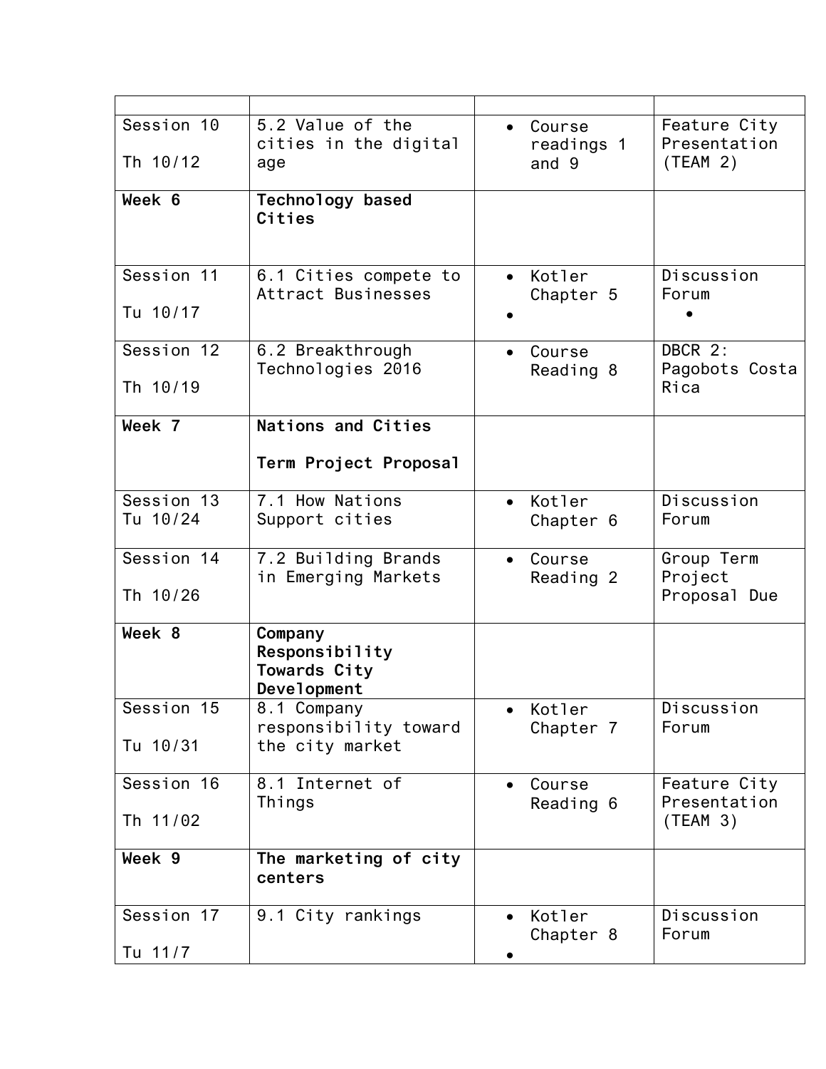| | | | |
|---|---|---|---|
| Session 10<br><br>Th 10/12 | 5.2 Value of the cities in the digital age | • Course readings 1 and 9 | Feature City Presentation (TEAM 2) |
| **Week 6** | **Technology based Cities** | | |
| Session 11<br><br>Tu 10/17 | 6.1 Cities compete to Attract Businesses | • Kotler Chapter 5<br>• | Discussion Forum<br>• |
| Session 12<br><br>Th 10/19 | 6.2 Breakthrough Technologies 2016 | • Course Reading 8 | DBCR 2: Pagobots Costa Rica |
| **Week 7** | **Nations and Cities**<br><br>**Term Project Proposal** | | |
| Session 13<br>Tu 10/24 | 7.1 How Nations Support cities | • Kotler Chapter 6 | Discussion Forum |
| Session 14<br><br>Th 10/26 | 7.2 Building Brands in Emerging Markets | • Course Reading 2 | Group Term Project Proposal Due |
| **Week 8** | **Company Responsibility Towards City Development** | | |
| Session 15<br><br>Tu 10/31 | 8.1 Company responsibility toward the city market | • Kotler Chapter 7 | Discussion Forum |
| Session 16<br><br>Th 11/02 | 8.1 Internet of Things | • Course Reading 6 | Feature City Presentation (TEAM 3) |
| **Week 9** | **The marketing of city centers** | | |
| Session 17<br><br>Tu 11/7 | 9.1 City rankings | • Kotler Chapter 8<br>• | Discussion Forum |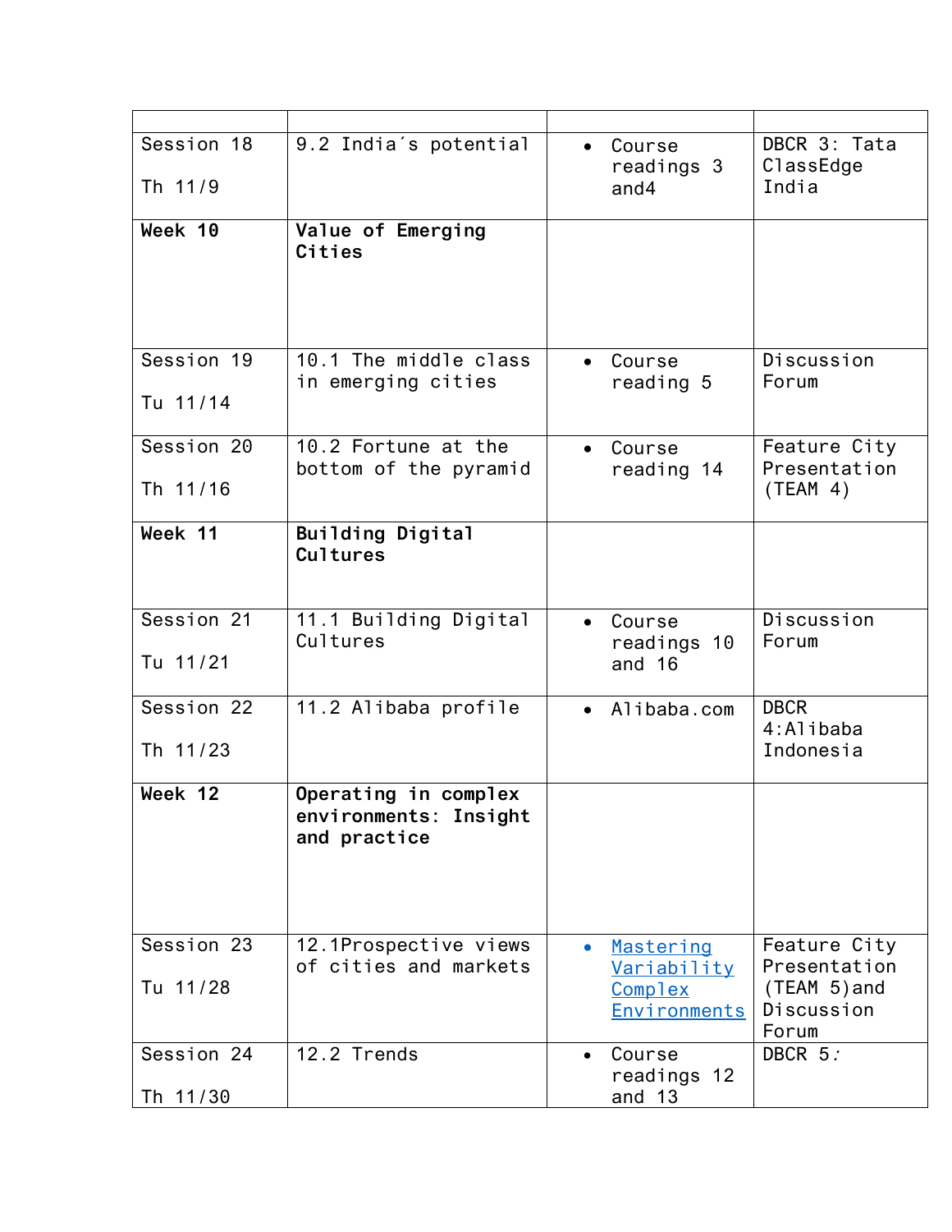| | | | |
|---|---|---|---|
| Session 18<br><br>Th 11/9 | 9.2 India´s potential | • Course readings 3 and4 | DBCR 3: Tata ClassEdge India |
| **Week 10** | **Value of Emerging Cities** | | |
| Session 19<br><br>Tu 11/14 | 10.1 The middle class in emerging cities | • Course reading 5 | Discussion Forum |
| Session 20<br><br>Th 11/16 | 10.2 Fortune at the bottom of the pyramid | • Course reading 14 | Feature City Presentation (TEAM 4) |
| **Week 11** | **Building Digital Cultures** | | |
| Session 21<br><br>Tu 11/21 | 11.1 Building Digital Cultures | • Course readings 10 and 16 | Discussion Forum |
| Session 22<br><br>Th 11/23 | 11.2 Alibaba profile | • Alibaba.com | DBCR 4:Alibaba Indonesia |
| **Week 12** | **Operating in complex environments: Insight and practice** | | |
| Session 23<br><br>Tu 11/28 | 12.1Prospective views of cities and markets | • Mastering Variability Complex Environments | Feature City Presentation (TEAM 5)and Discussion Forum |
| Session 24<br><br>Th 11/30 | 12.2 Trends | • Course readings 12 and 13 | DBCR 5: |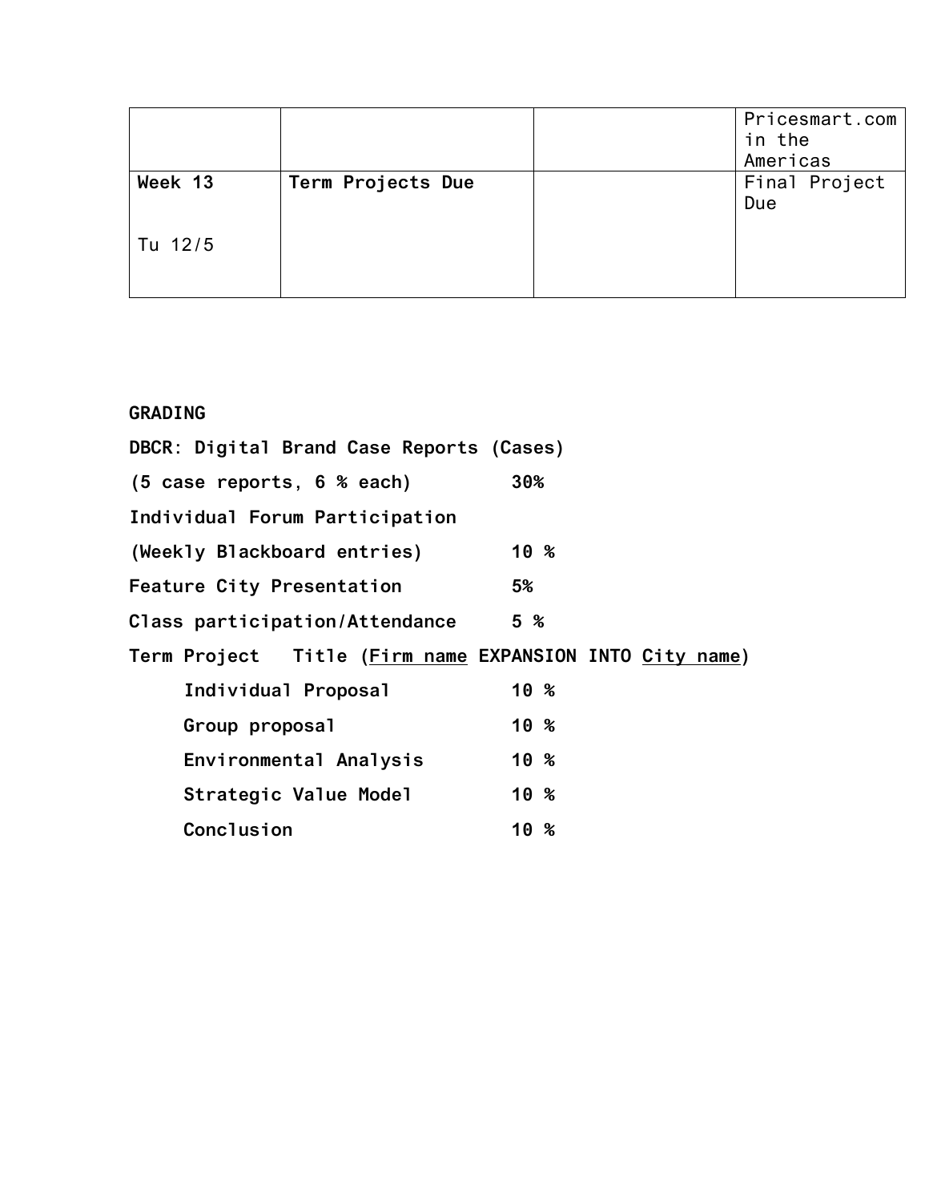| | | | |
|---|---|---|---|
| | | | Pricesmart.com in the Americas |
| **Week 13**<br><br>Tu 12/5 | **Term Projects Due** | | Final Project Due |

**GRADING**

**DBCR: Digital Brand Case Reports (Cases)**

**(5 case reports, 6 % each)** **30%**

**Individual Forum Participation**

**(Weekly Blackboard entries)** **10 %**

**Feature City Presentation** **5%**

**Class participation/Attendance** **5 %**

**Term Project Title (<u>Firm name</u> EXPANSION INTO <u>City name</u>)**

- **Individual Proposal** **10 %**
- **Group proposal** **10 %**
- **Environmental Analysis** **10 %**
- **Strategic Value Model** **10 %**
- **Conclusion** **10 %**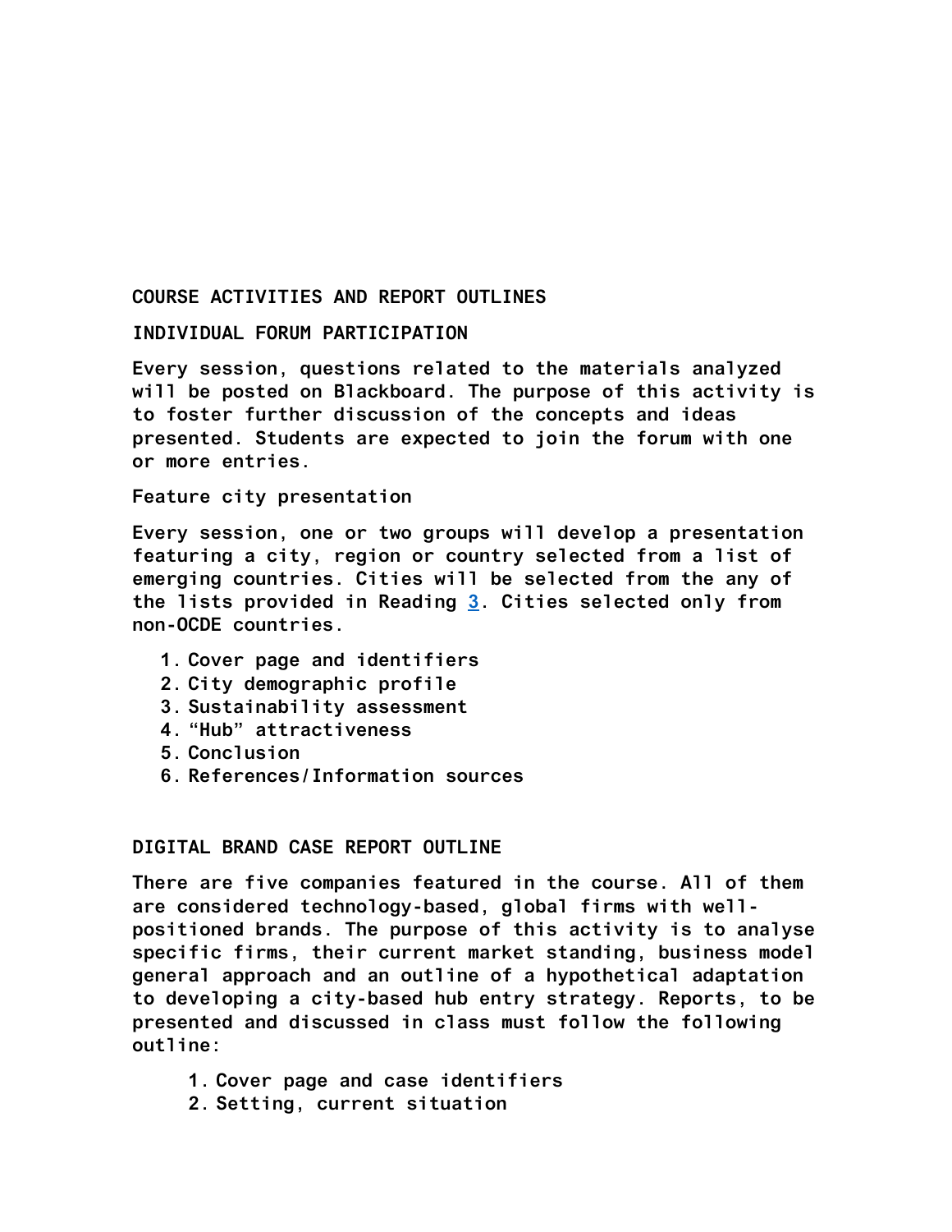## COURSE ACTIVITIES AND REPORT OUTLINES

### INDIVIDUAL FORUM PARTICIPATION

Every session, questions related to the materials analyzed will be posted on Blackboard. The purpose of this activity is to foster further discussion of the concepts and ideas presented. Students are expected to join the forum with one or more entries.

### Feature city presentation

Every session, one or two groups will develop a presentation featuring a city, region or country selected from a list of emerging countries. Cities will be selected from the any of the lists provided in Reading 3. Cities selected only from non-OCDE countries.

1. Cover page and identifiers
2. City demographic profile
3. Sustainability assessment
4. "Hub" attractiveness
5. Conclusion
6. References/Information sources

### DIGITAL BRAND CASE REPORT OUTLINE

There are five companies featured in the course. All of them are considered technology-based, global firms with well-positioned brands. The purpose of this activity is to analyse specific firms, their current market standing, business model general approach and an outline of a hypothetical adaptation to developing a city-based hub entry strategy. Reports, to be presented and discussed in class must follow the following outline:

1. Cover page and case identifiers
2. Setting, current situation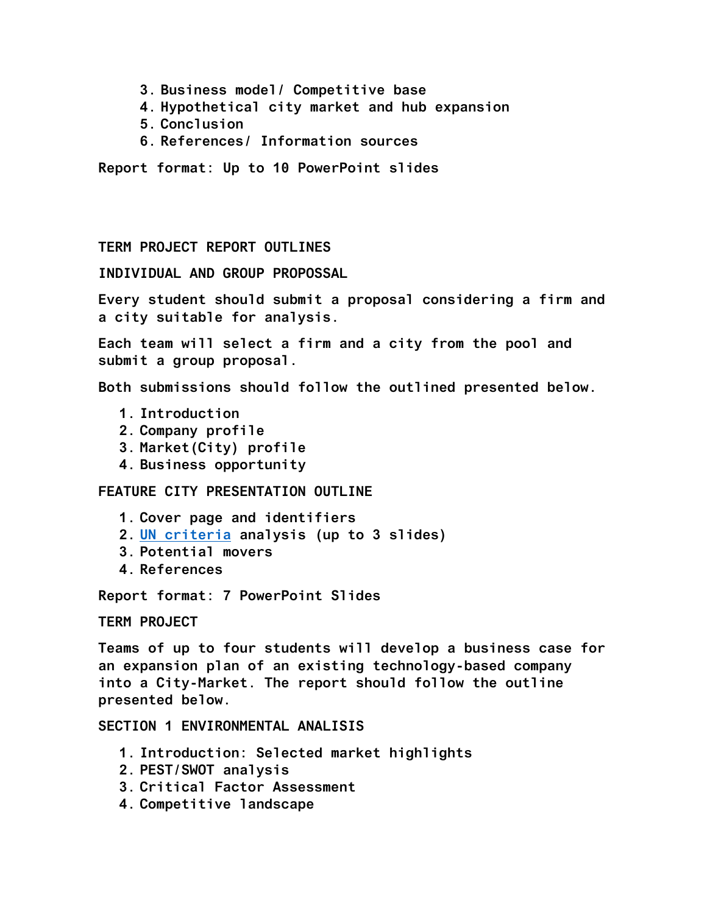3. Business model/ Competitive base
4. Hypothetical city market and hub expansion
5. Conclusion
6. References/ Information sources

**Report format: Up to 10 PowerPoint slides**

**TERM PROJECT REPORT OUTLINES**

**INDIVIDUAL AND GROUP PROPOSAL**

Every student should submit a proposal considering a firm and a city suitable for analysis.

Each team will select a firm and a city from the pool and submit a group proposal.

Both submissions should follow the outlined presented below.

1. Introduction
2. Company profile
3. Market(City) profile
4. Business opportunity

**FEATURE CITY PRESENTATION OUTLINE**

1. Cover page and identifiers
2. UN criteria analysis (up to 3 slides)
3. Potential movers
4. References

**Report format: 7 PowerPoint Slides**

**TERM PROJECT**

Teams of up to four students will develop a business case for an expansion plan of an existing technology-based company into a City-Market. The report should follow the outline presented below.

**SECTION 1 ENVIRONMENTAL ANALISIS**

1. Introduction: Selected market highlights
2. PEST/SWOT analysis
3. Critical Factor Assessment
4. Competitive landscape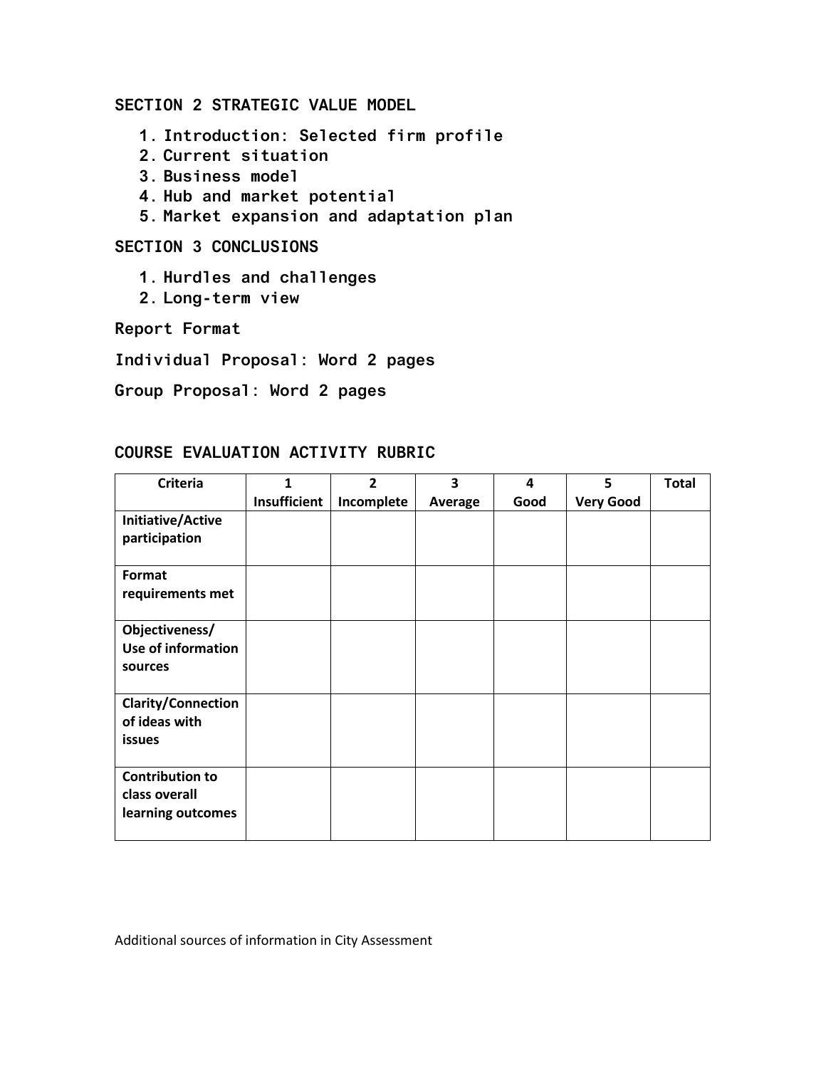## SECTION 2 STRATEGIC VALUE MODEL

1. Introduction: Selected firm profile
2. Current situation
3. Business model
4. Hub and market potential
5. Market expansion and adaptation plan

## SECTION 3 CONCLUSIONS

1. Hurdles and challenges
2. Long-term view

**Report Format**

**Individual Proposal: Word 2 pages**

**Group Proposal: Word 2 pages**

## COURSE EVALUATION ACTIVITY RUBRIC

| Criteria | 1 Insufficient | 2 Incomplete | 3 Average | 4 Good | 5 Very Good | Total |
|---|---|---|---|---|---|---|
| **Initiative/Active participation** | | | | | | |
| **Format requirements met** | | | | | | |
| **Objectiveness/ Use of information sources** | | | | | | |
| **Clarity/Connection of ideas with issues** | | | | | | |
| **Contribution to class overall learning outcomes** | | | | | | |

Additional sources of information in City Assessment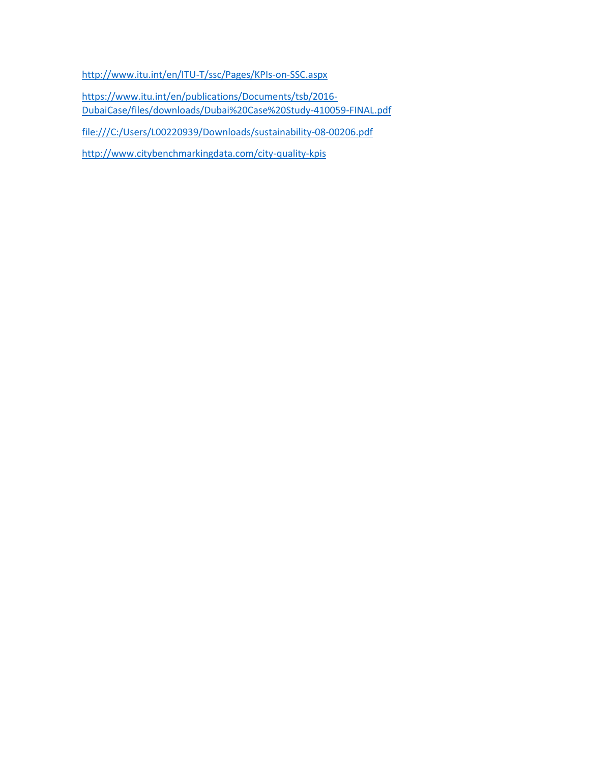http://www.itu.int/en/ITU-T/ssc/Pages/KPIs-on-SSC.aspx

https://www.itu.int/en/publications/Documents/tsb/2016-DubaiCase/files/downloads/Dubai%20Case%20Study-410059-FINAL.pdf

file:///C:/Users/L00220939/Downloads/sustainability-08-00206.pdf

http://www.citybenchmarkingdata.com/city-quality-kpis